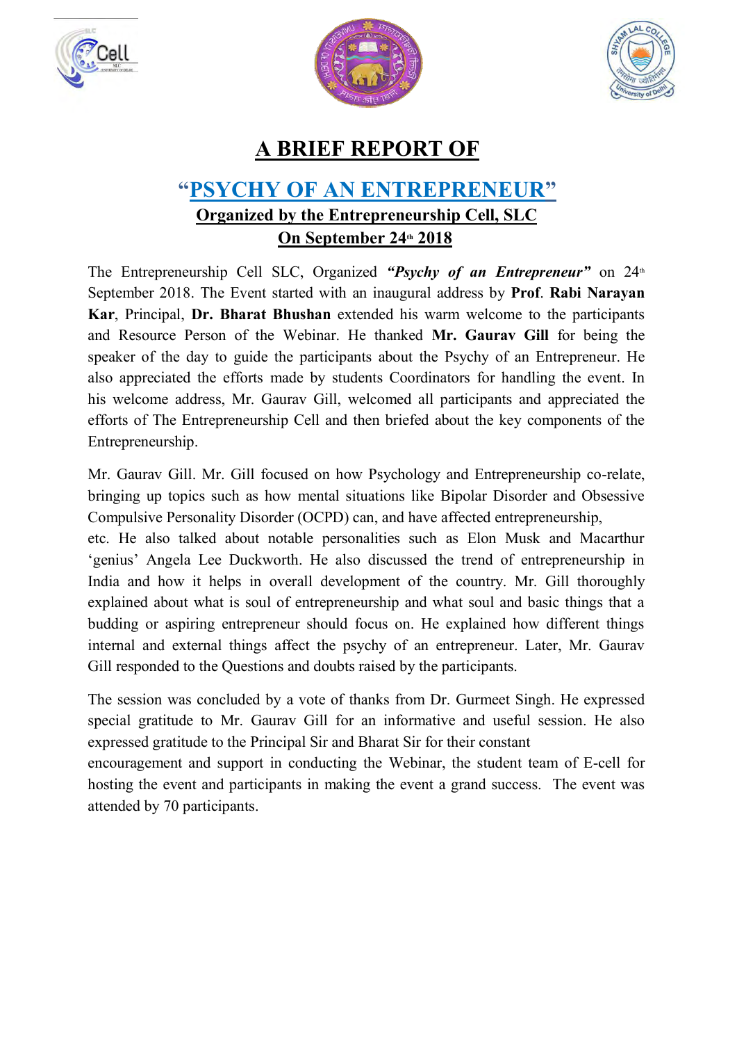# A BRIEF REPORT OF

## "PSYCHY OF AN ENTREPRENEUR"

### Organized by the Entrepreneurship Cell, SLC

### On September 24th 2018

The Entrepreneurship Cell SLC, Organized ***"Psychy of an Entrepreneur"*** on 24th September 2018. The Event started with an inaugural address by **Prof**. **Rabi Narayan Kar**, Principal, **Dr. Bharat Bhushan** extended his warm welcome to the participants and Resource Person of the Webinar. He thanked **Mr. Gaurav Gill** for being the speaker of the day to guide the participants about the Psychy of an Entrepreneur. He also appreciated the efforts made by students Coordinators for handling the event. In his welcome address, Mr. Gaurav Gill, welcomed all participants and appreciated the efforts of The Entrepreneurship Cell and then briefed about the key components of the Entrepreneurship.

Mr. Gaurav Gill. Mr. Gill focused on how Psychology and Entrepreneurship co-relate, bringing up topics such as how mental situations like Bipolar Disorder and Obsessive Compulsive Personality Disorder (OCPD) can, and have affected entrepreneurship, etc. He also talked about notable personalities such as Elon Musk and Macarthur 'genius' Angela Lee Duckworth. He also discussed the trend of entrepreneurship in India and how it helps in overall development of the country. Mr. Gill thoroughly explained about what is soul of entrepreneurship and what soul and basic things that a budding or aspiring entrepreneur should focus on. He explained how different things internal and external things affect the psychy of an entrepreneur. Later, Mr. Gaurav Gill responded to the Questions and doubts raised by the participants.

The session was concluded by a vote of thanks from Dr. Gurmeet Singh. He expressed special gratitude to Mr. Gaurav Gill for an informative and useful session. He also expressed gratitude to the Principal Sir and Bharat Sir for their constant encouragement and support in conducting the Webinar, the student team of E-cell for hosting the event and participants in making the event a grand success. The event was attended by 70 participants.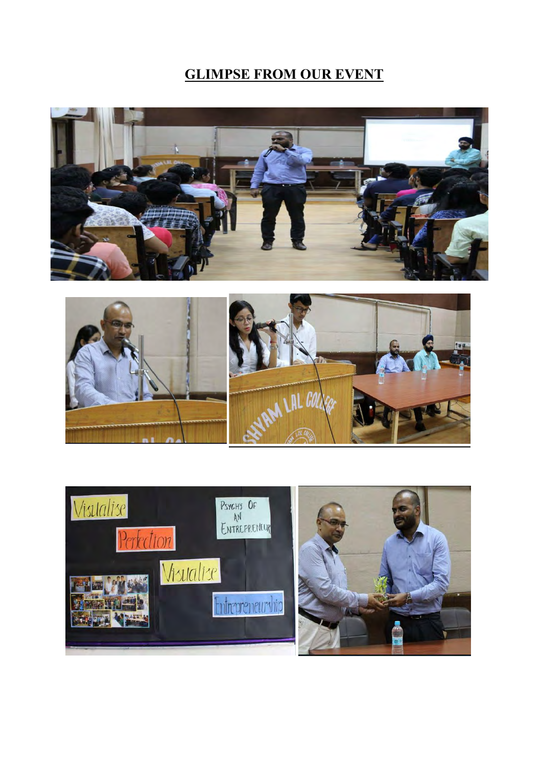# GLIMPSE FROM OUR EVENT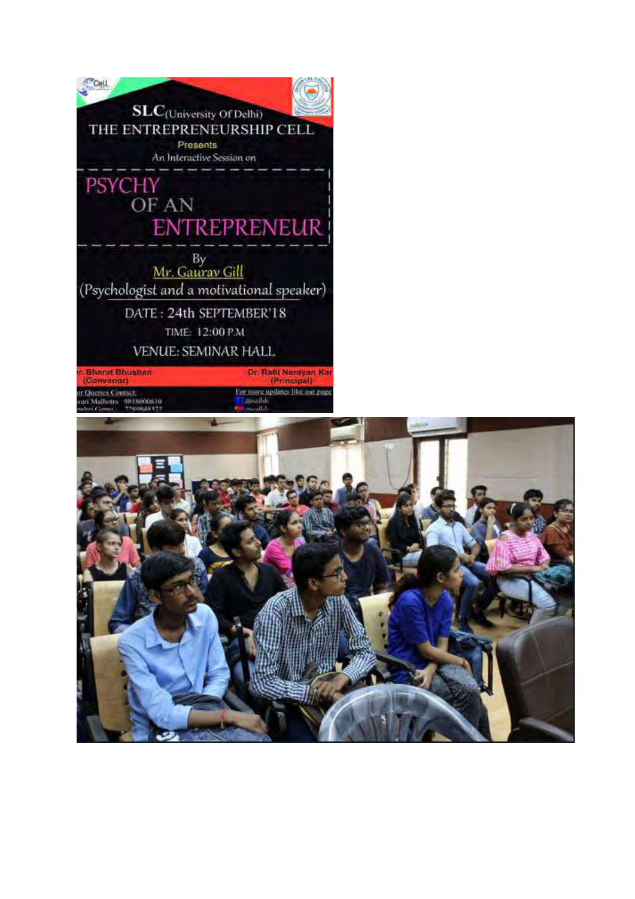SLC(University Of Delhi)

THE ENTREPRENEURSHIP CELL

Presents

An Interactive Session on

# PSYCHY OF AN ENTREPRENEUR

By

Mr. Gaurav Gill

(Psychologist and a motivational speaker)

DATE : 24th SEPTEMBER'18

TIME: 12:00 P.M

VENUE: SEMINAR HALL

r. Bharat Bhushan (Convenor)

Dr. Rabi Narayan Kar (Principal)

or Queries Contact:
auri Malhotra 9818000810

For more updates like our page